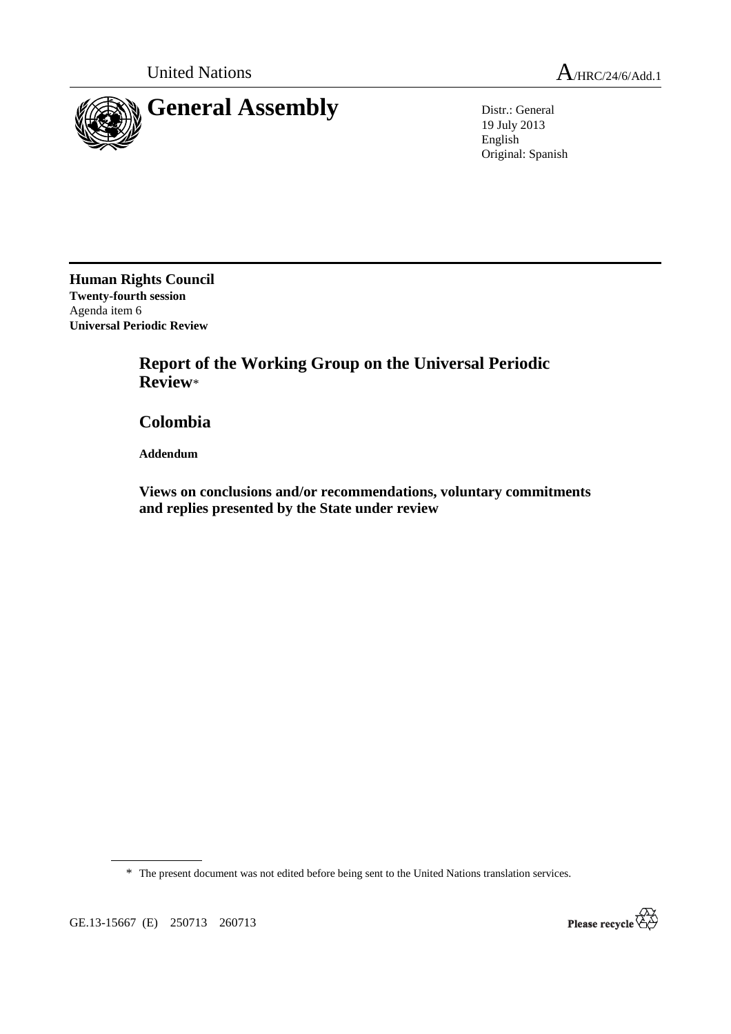United Nations A/HRC/24/6/Add.1

# General Assembly

Distr.: General
19 July 2013
English
Original: Spanish

**Human Rights Council**
**Twenty-fourth session**
Agenda item 6
**Universal Periodic Review**

## Report of the Working Group on the Universal Periodic Review*

## Colombia

**Addendum**

### Views on conclusions and/or recommendations, voluntary commitments and replies presented by the State under review

---

\* The present document was not edited before being sent to the United Nations translation services.

GE.13-15667 (E) 250713 260713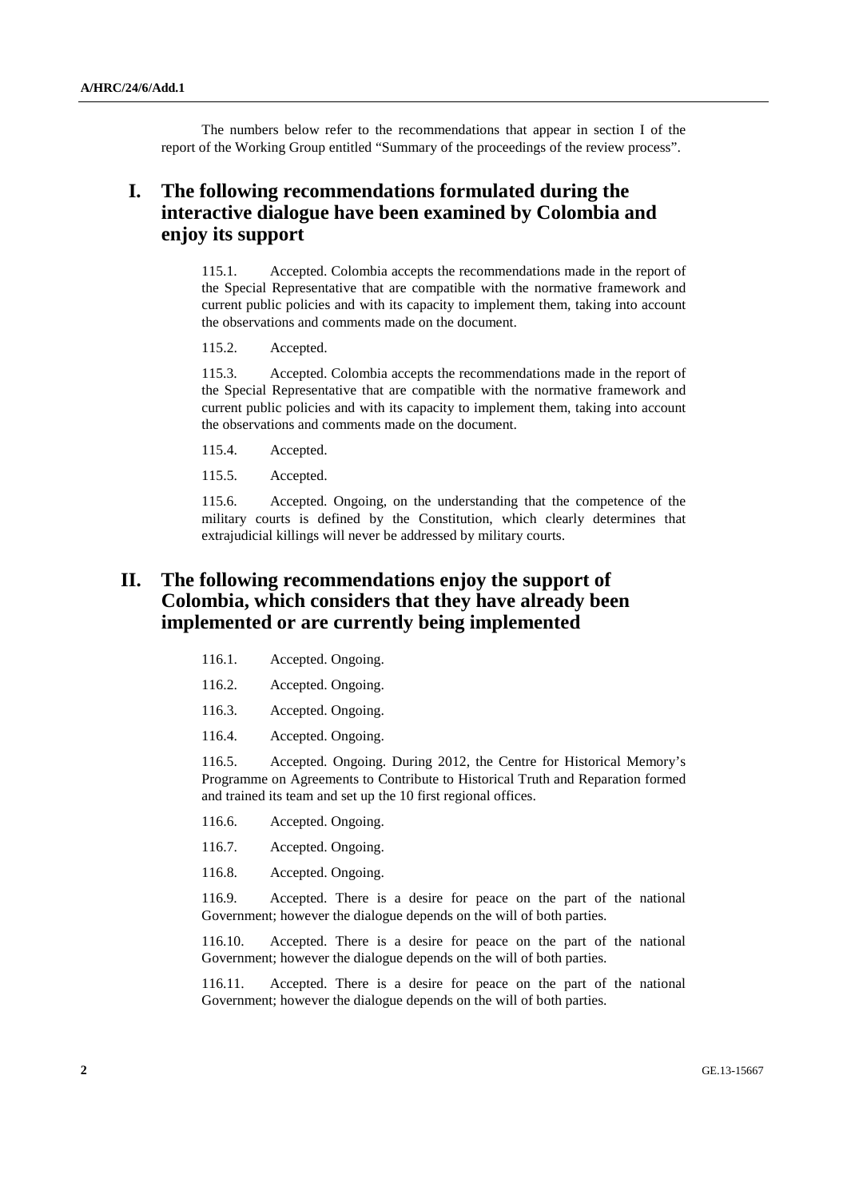The numbers below refer to the recommendations that appear in section I of the report of the Working Group entitled "Summary of the proceedings of the review process".

## I. The following recommendations formulated during the interactive dialogue have been examined by Colombia and enjoy its support

115.1. Accepted. Colombia accepts the recommendations made in the report of the Special Representative that are compatible with the normative framework and current public policies and with its capacity to implement them, taking into account the observations and comments made on the document.

115.2. Accepted.

115.3. Accepted. Colombia accepts the recommendations made in the report of the Special Representative that are compatible with the normative framework and current public policies and with its capacity to implement them, taking into account the observations and comments made on the document.

115.4. Accepted.

115.5. Accepted.

115.6. Accepted. Ongoing, on the understanding that the competence of the military courts is defined by the Constitution, which clearly determines that extrajudicial killings will never be addressed by military courts.

## II. The following recommendations enjoy the support of Colombia, which considers that they have already been implemented or are currently being implemented

116.1. Accepted. Ongoing.

116.2. Accepted. Ongoing.

116.3. Accepted. Ongoing.

116.4. Accepted. Ongoing.

116.5. Accepted. Ongoing. During 2012, the Centre for Historical Memory's Programme on Agreements to Contribute to Historical Truth and Reparation formed and trained its team and set up the 10 first regional offices.

116.6. Accepted. Ongoing.

116.7. Accepted. Ongoing.

116.8. Accepted. Ongoing.

116.9. Accepted. There is a desire for peace on the part of the national Government; however the dialogue depends on the will of both parties.

116.10. Accepted. There is a desire for peace on the part of the national Government; however the dialogue depends on the will of both parties.

116.11. Accepted. There is a desire for peace on the part of the national Government; however the dialogue depends on the will of both parties.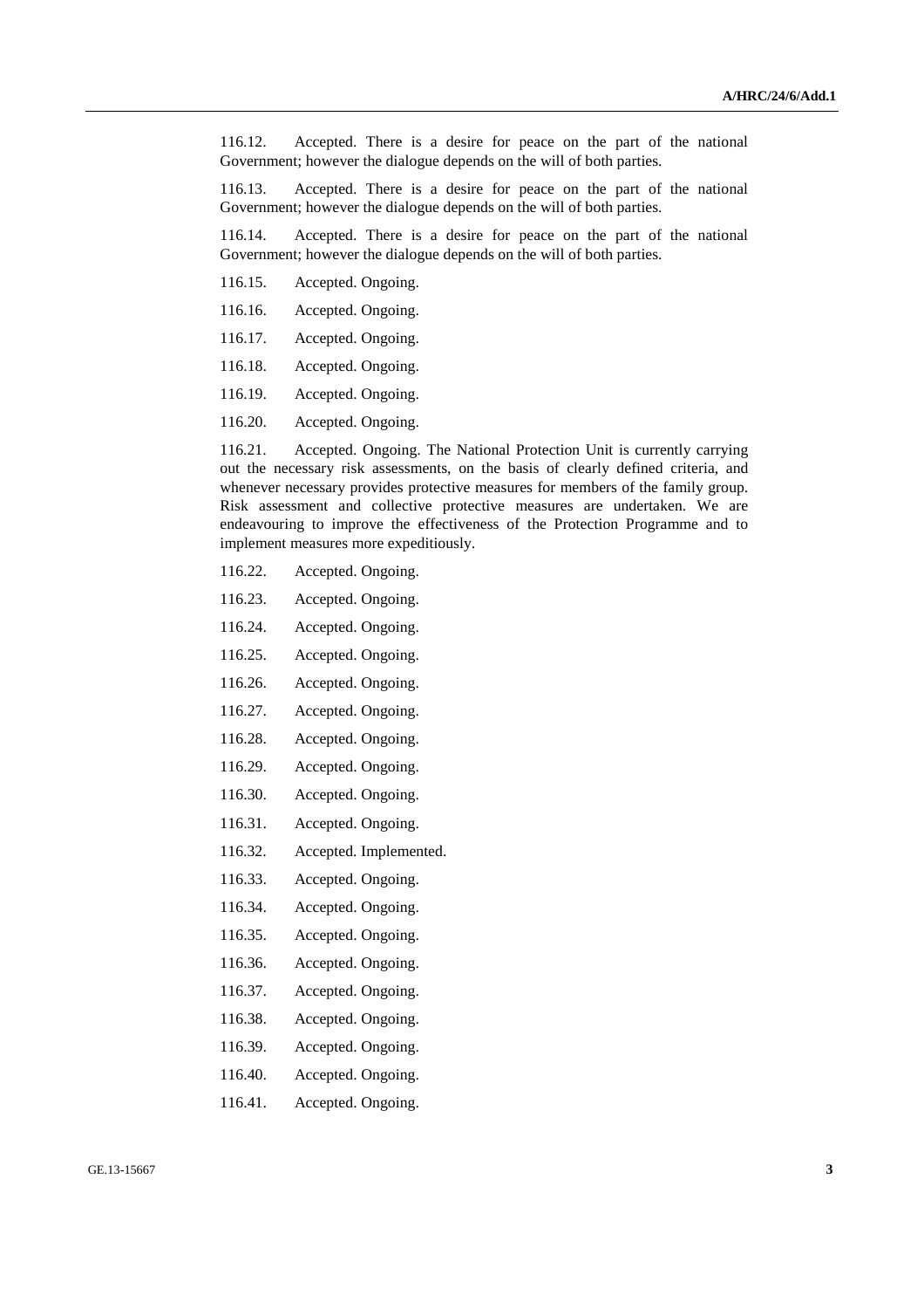116.12. Accepted. There is a desire for peace on the part of the national Government; however the dialogue depends on the will of both parties.

116.13. Accepted. There is a desire for peace on the part of the national Government; however the dialogue depends on the will of both parties.

116.14. Accepted. There is a desire for peace on the part of the national Government; however the dialogue depends on the will of both parties.

116.15. Accepted. Ongoing.

116.16. Accepted. Ongoing.

116.17. Accepted. Ongoing.

116.18. Accepted. Ongoing.

116.19. Accepted. Ongoing.

116.20. Accepted. Ongoing.

116.21. Accepted. Ongoing. The National Protection Unit is currently carrying out the necessary risk assessments, on the basis of clearly defined criteria, and whenever necessary provides protective measures for members of the family group. Risk assessment and collective protective measures are undertaken. We are endeavouring to improve the effectiveness of the Protection Programme and to implement measures more expeditiously.

116.22. Accepted. Ongoing.

116.23. Accepted. Ongoing.

116.24. Accepted. Ongoing.

116.25. Accepted. Ongoing.

116.26. Accepted. Ongoing.

116.27. Accepted. Ongoing.

116.28. Accepted. Ongoing.

116.29. Accepted. Ongoing.

116.30. Accepted. Ongoing.

116.31. Accepted. Ongoing.

116.32. Accepted. Implemented.

116.33. Accepted. Ongoing.

116.34. Accepted. Ongoing.

116.35. Accepted. Ongoing.

116.36. Accepted. Ongoing.

116.37. Accepted. Ongoing.

116.38. Accepted. Ongoing.

116.39. Accepted. Ongoing.

116.40. Accepted. Ongoing.

116.41. Accepted. Ongoing.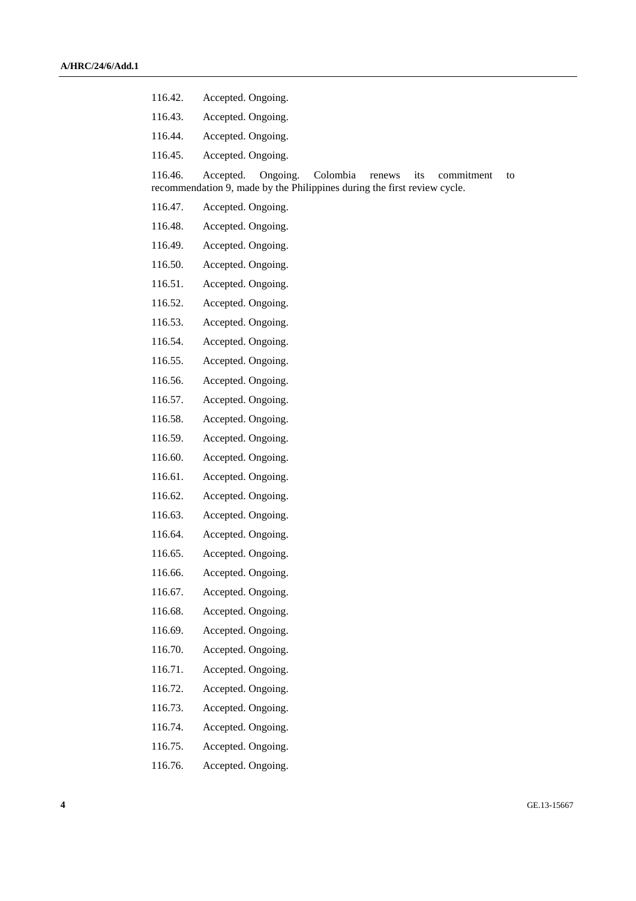116.42. Accepted. Ongoing.

116.43. Accepted. Ongoing.

116.44. Accepted. Ongoing.

116.45. Accepted. Ongoing.

116.46. Accepted. Ongoing. Colombia renews its commitment to recommendation 9, made by the Philippines during the first review cycle.

116.47. Accepted. Ongoing.

116.48. Accepted. Ongoing.

116.49. Accepted. Ongoing.

116.50. Accepted. Ongoing.

116.51. Accepted. Ongoing.

116.52. Accepted. Ongoing.

116.53. Accepted. Ongoing.

116.54. Accepted. Ongoing.

116.55. Accepted. Ongoing.

116.56. Accepted. Ongoing.

116.57. Accepted. Ongoing.

116.58. Accepted. Ongoing.

116.59. Accepted. Ongoing.

116.60. Accepted. Ongoing.

116.61. Accepted. Ongoing.

116.62. Accepted. Ongoing.

116.63. Accepted. Ongoing.

116.64. Accepted. Ongoing.

116.65. Accepted. Ongoing.

116.66. Accepted. Ongoing.

116.67. Accepted. Ongoing.

116.68. Accepted. Ongoing.

116.69. Accepted. Ongoing.

116.70. Accepted. Ongoing.

116.71. Accepted. Ongoing.

116.72. Accepted. Ongoing.

116.73. Accepted. Ongoing.

116.74. Accepted. Ongoing.

116.75. Accepted. Ongoing.

116.76. Accepted. Ongoing.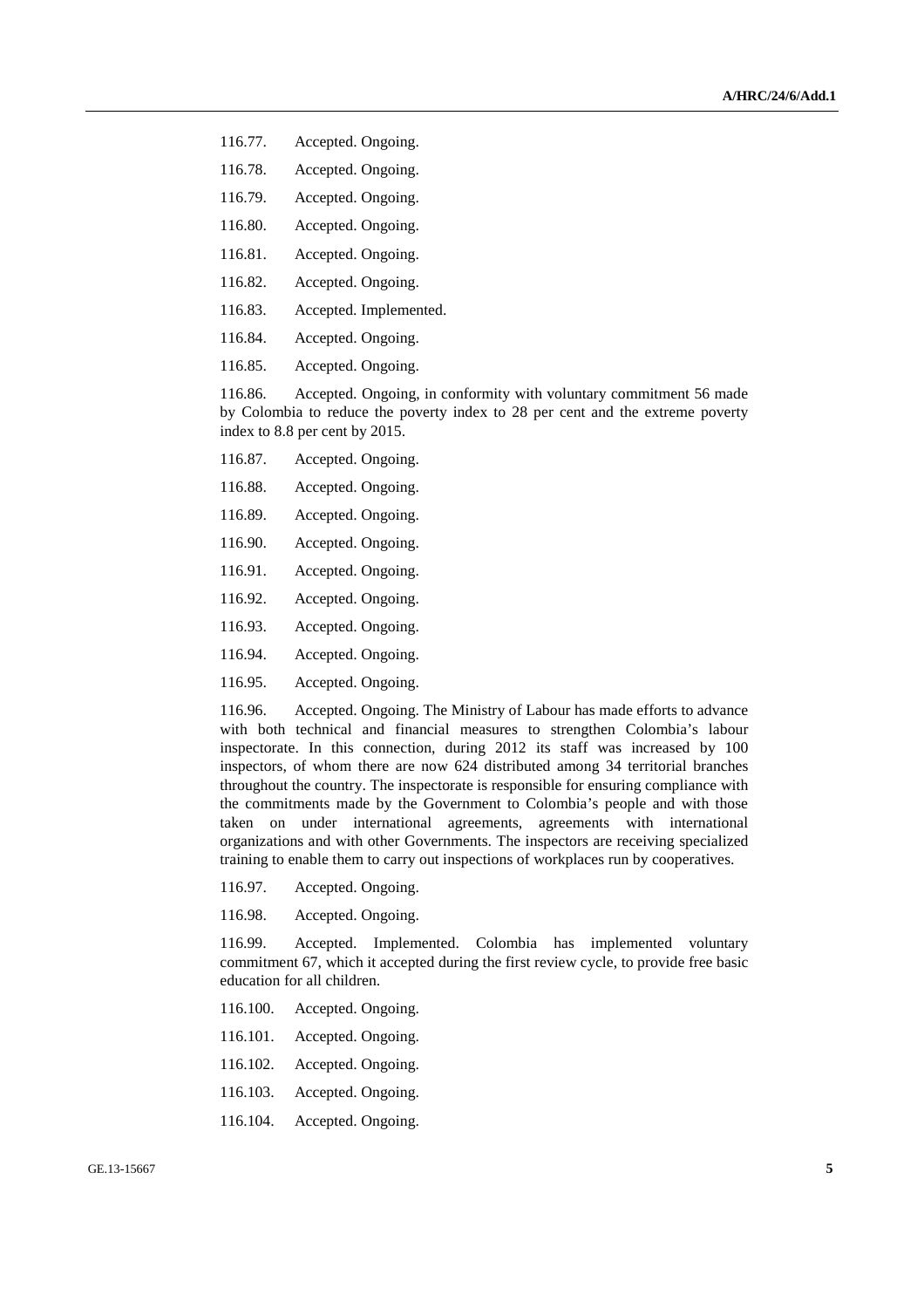116.77. Accepted. Ongoing.

116.78. Accepted. Ongoing.

116.79. Accepted. Ongoing.

116.80. Accepted. Ongoing.

116.81. Accepted. Ongoing.

116.82. Accepted. Ongoing.

116.83. Accepted. Implemented.

116.84. Accepted. Ongoing.

116.85. Accepted. Ongoing.

116.86. Accepted. Ongoing, in conformity with voluntary commitment 56 made by Colombia to reduce the poverty index to 28 per cent and the extreme poverty index to 8.8 per cent by 2015.

116.87. Accepted. Ongoing.

116.88. Accepted. Ongoing.

116.89. Accepted. Ongoing.

116.90. Accepted. Ongoing.

116.91. Accepted. Ongoing.

116.92. Accepted. Ongoing.

116.93. Accepted. Ongoing.

116.94. Accepted. Ongoing.

116.95. Accepted. Ongoing.

116.96. Accepted. Ongoing. The Ministry of Labour has made efforts to advance with both technical and financial measures to strengthen Colombia's labour inspectorate. In this connection, during 2012 its staff was increased by 100 inspectors, of whom there are now 624 distributed among 34 territorial branches throughout the country. The inspectorate is responsible for ensuring compliance with the commitments made by the Government to Colombia's people and with those taken on under international agreements, agreements with international organizations and with other Governments. The inspectors are receiving specialized training to enable them to carry out inspections of workplaces run by cooperatives.

116.97. Accepted. Ongoing.

116.98. Accepted. Ongoing.

116.99. Accepted. Implemented. Colombia has implemented voluntary commitment 67, which it accepted during the first review cycle, to provide free basic education for all children.

116.100. Accepted. Ongoing.

116.101. Accepted. Ongoing.

116.102. Accepted. Ongoing.

116.103. Accepted. Ongoing.

116.104. Accepted. Ongoing.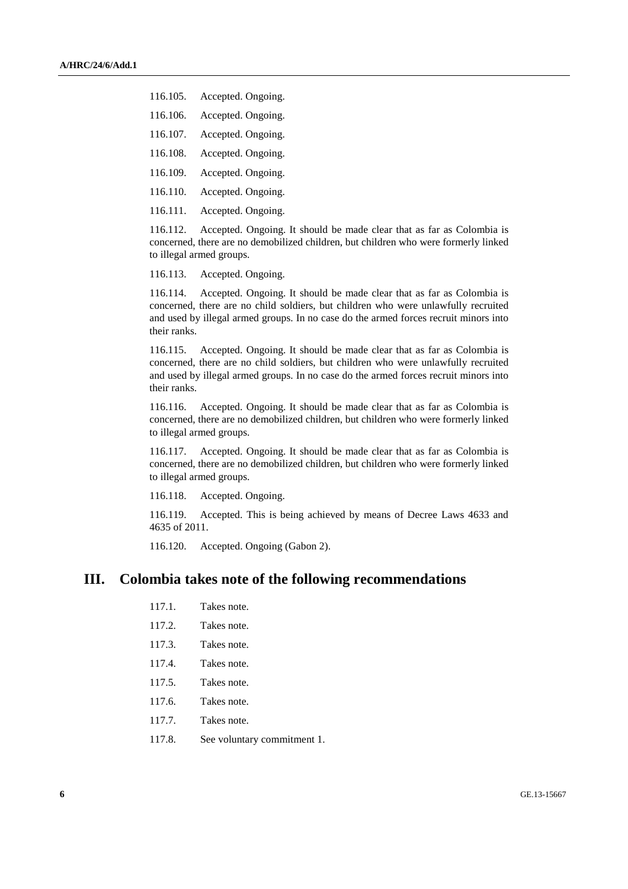116.105. Accepted. Ongoing.

116.106. Accepted. Ongoing.

116.107. Accepted. Ongoing.

116.108. Accepted. Ongoing.

116.109. Accepted. Ongoing.

116.110. Accepted. Ongoing.

116.111. Accepted. Ongoing.

116.112. Accepted. Ongoing. It should be made clear that as far as Colombia is concerned, there are no demobilized children, but children who were formerly linked to illegal armed groups.

116.113. Accepted. Ongoing.

116.114. Accepted. Ongoing. It should be made clear that as far as Colombia is concerned, there are no child soldiers, but children who were unlawfully recruited and used by illegal armed groups. In no case do the armed forces recruit minors into their ranks.

116.115. Accepted. Ongoing. It should be made clear that as far as Colombia is concerned, there are no child soldiers, but children who were unlawfully recruited and used by illegal armed groups. In no case do the armed forces recruit minors into their ranks.

116.116. Accepted. Ongoing. It should be made clear that as far as Colombia is concerned, there are no demobilized children, but children who were formerly linked to illegal armed groups.

116.117. Accepted. Ongoing. It should be made clear that as far as Colombia is concerned, there are no demobilized children, but children who were formerly linked to illegal armed groups.

116.118. Accepted. Ongoing.

116.119. Accepted. This is being achieved by means of Decree Laws 4633 and 4635 of 2011.

116.120. Accepted. Ongoing (Gabon 2).

## III. Colombia takes note of the following recommendations

117.1. Takes note.

117.2. Takes note.

117.3. Takes note.

117.4. Takes note.

117.5. Takes note.

117.6. Takes note.

117.7. Takes note.

117.8. See voluntary commitment 1.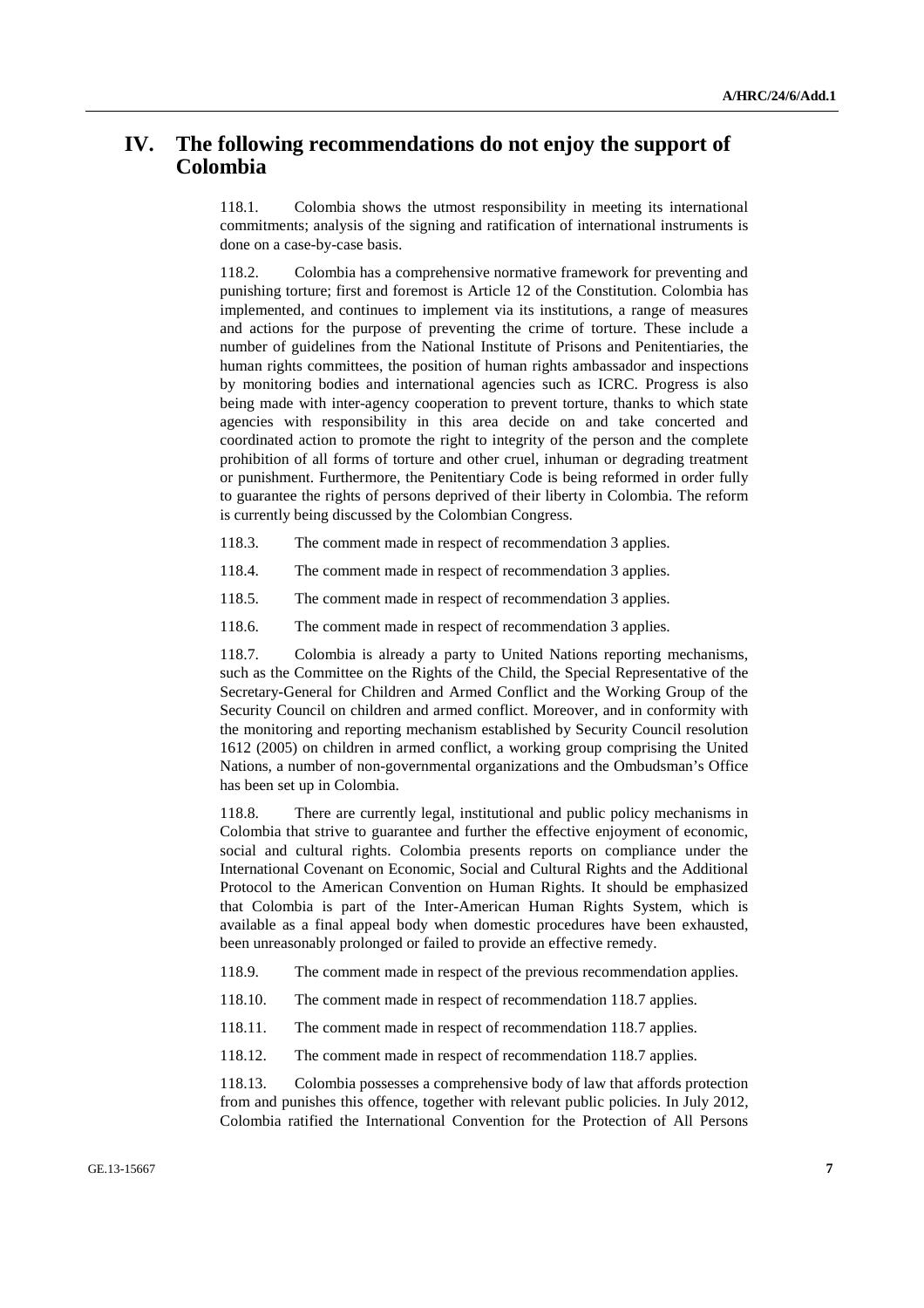# IV. The following recommendations do not enjoy the support of Colombia

118.1. Colombia shows the utmost responsibility in meeting its international commitments; analysis of the signing and ratification of international instruments is done on a case-by-case basis.

118.2. Colombia has a comprehensive normative framework for preventing and punishing torture; first and foremost is Article 12 of the Constitution. Colombia has implemented, and continues to implement via its institutions, a range of measures and actions for the purpose of preventing the crime of torture. These include a number of guidelines from the National Institute of Prisons and Penitentiaries, the human rights committees, the position of human rights ambassador and inspections by monitoring bodies and international agencies such as ICRC. Progress is also being made with inter-agency cooperation to prevent torture, thanks to which state agencies with responsibility in this area decide on and take concerted and coordinated action to promote the right to integrity of the person and the complete prohibition of all forms of torture and other cruel, inhuman or degrading treatment or punishment. Furthermore, the Penitentiary Code is being reformed in order fully to guarantee the rights of persons deprived of their liberty in Colombia. The reform is currently being discussed by the Colombian Congress.

118.3. The comment made in respect of recommendation 3 applies.

118.4. The comment made in respect of recommendation 3 applies.

118.5. The comment made in respect of recommendation 3 applies.

118.6. The comment made in respect of recommendation 3 applies.

118.7. Colombia is already a party to United Nations reporting mechanisms, such as the Committee on the Rights of the Child, the Special Representative of the Secretary-General for Children and Armed Conflict and the Working Group of the Security Council on children and armed conflict. Moreover, and in conformity with the monitoring and reporting mechanism established by Security Council resolution 1612 (2005) on children in armed conflict, a working group comprising the United Nations, a number of non-governmental organizations and the Ombudsman's Office has been set up in Colombia.

118.8. There are currently legal, institutional and public policy mechanisms in Colombia that strive to guarantee and further the effective enjoyment of economic, social and cultural rights. Colombia presents reports on compliance under the International Covenant on Economic, Social and Cultural Rights and the Additional Protocol to the American Convention on Human Rights. It should be emphasized that Colombia is part of the Inter-American Human Rights System, which is available as a final appeal body when domestic procedures have been exhausted, been unreasonably prolonged or failed to provide an effective remedy.

118.9. The comment made in respect of the previous recommendation applies.

118.10. The comment made in respect of recommendation 118.7 applies.

118.11. The comment made in respect of recommendation 118.7 applies.

118.12. The comment made in respect of recommendation 118.7 applies.

118.13. Colombia possesses a comprehensive body of law that affords protection from and punishes this offence, together with relevant public policies. In July 2012, Colombia ratified the International Convention for the Protection of All Persons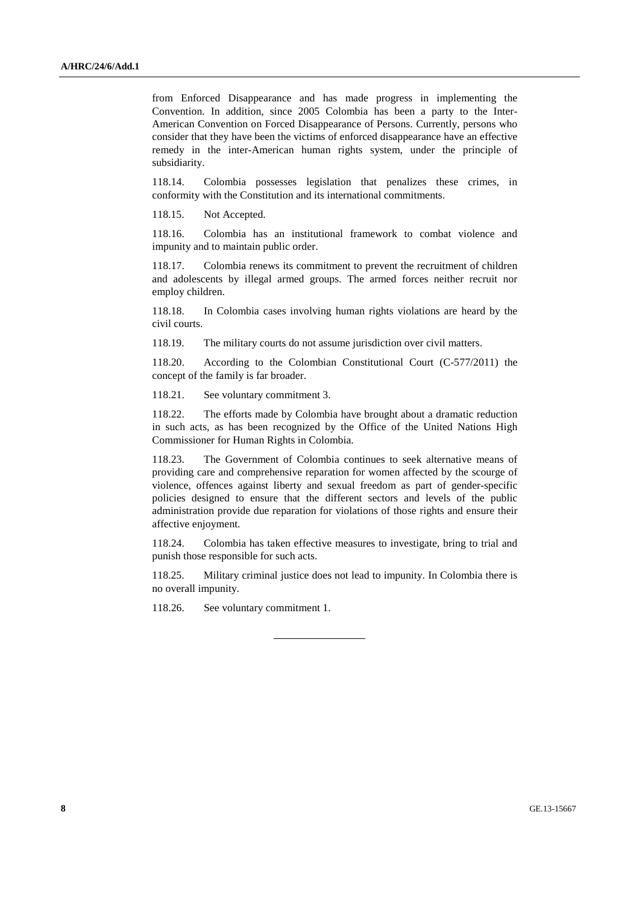from Enforced Disappearance and has made progress in implementing the Convention. In addition, since 2005 Colombia has been a party to the Inter-American Convention on Forced Disappearance of Persons. Currently, persons who consider that they have been the victims of enforced disappearance have an effective remedy in the inter-American human rights system, under the principle of subsidiarity.

118.14. Colombia possesses legislation that penalizes these crimes, in conformity with the Constitution and its international commitments.

118.15. Not Accepted.

118.16. Colombia has an institutional framework to combat violence and impunity and to maintain public order.

118.17. Colombia renews its commitment to prevent the recruitment of children and adolescents by illegal armed groups. The armed forces neither recruit nor employ children.

118.18. In Colombia cases involving human rights violations are heard by the civil courts.

118.19. The military courts do not assume jurisdiction over civil matters.

118.20. According to the Colombian Constitutional Court (C-577/2011) the concept of the family is far broader.

118.21. See voluntary commitment 3.

118.22. The efforts made by Colombia have brought about a dramatic reduction in such acts, as has been recognized by the Office of the United Nations High Commissioner for Human Rights in Colombia.

118.23. The Government of Colombia continues to seek alternative means of providing care and comprehensive reparation for women affected by the scourge of violence, offences against liberty and sexual freedom as part of gender-specific policies designed to ensure that the different sectors and levels of the public administration provide due reparation for violations of those rights and ensure their affective enjoyment.

118.24. Colombia has taken effective measures to investigate, bring to trial and punish those responsible for such acts.

118.25. Military criminal justice does not lead to impunity. In Colombia there is no overall impunity.

118.26. See voluntary commitment 1.